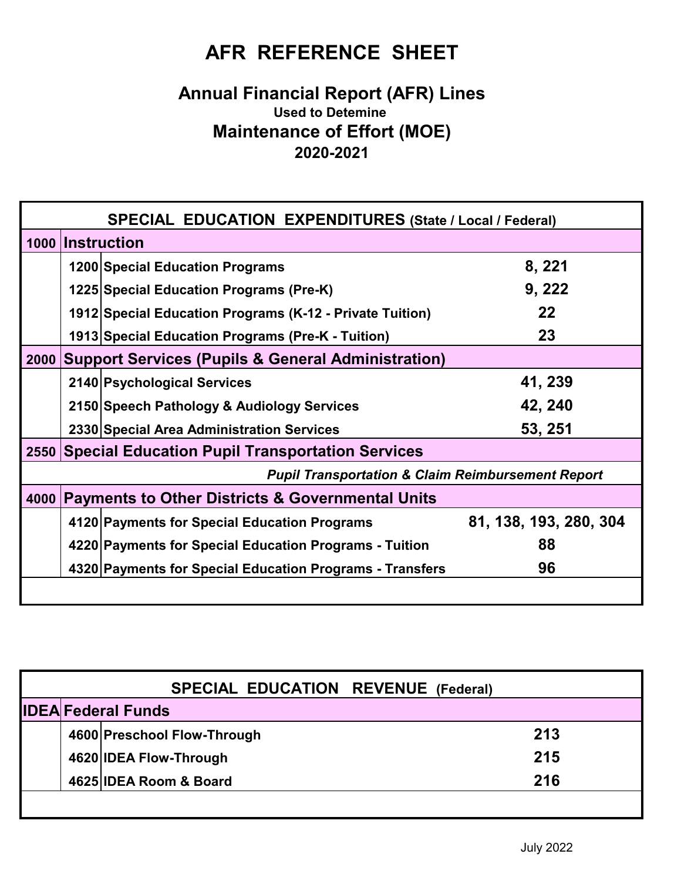# AFR REFERENCE SHEET

## Annual Financial Report (AFR) Lines
### Used to Detemine
## Maintenance of Effort (MOE)
### 2020-2021

| SPECIAL EDUCATION EXPENDITURES (State / Local / Federal) | | | |
|---|---|---|---|
| **1000** | **Instruction** | | |
| | **1200** | **Special Education Programs** | **8, 221** |
| | **1225** | **Special Education Programs (Pre-K)** | **9, 222** |
| | **1912** | **Special Education Programs (K-12 - Private Tuition)** | **22** |
| | **1913** | **Special Education Programs (Pre-K - Tuition)** | **23** |
| **2000** | **Support Services (Pupils & General Administration)** | | |
| | **2140** | **Psychological Services** | **41, 239** |
| | **2150** | **Speech Pathology & Audiology Services** | **42, 240** |
| | **2330** | **Special Area Administration Services** | **53, 251** |
| **2550** | **Special Education Pupil Transportation Services** | | |
| | | | ***Pupil Transportation & Claim Reimbursement Report*** |
| **4000** | **Payments to Other Districts & Governmental Units** | | |
| | **4120** | **Payments for Special Education Programs** | **81, 138, 193, 280, 304** |
| | **4220** | **Payments for Special Education Programs - Tuition** | **88** |
| | **4320** | **Payments for Special Education Programs - Transfers** | **96** |

| SPECIAL EDUCATION REVENUE (Federal) | | | |
|---|---|---|---|
| **IDEA** | **Federal Funds** | | |
| | **4600** | **Preschool Flow-Through** | **213** |
| | **4620** | **IDEA Flow-Through** | **215** |
| | **4625** | **IDEA Room & Board** | **216** |

July 2022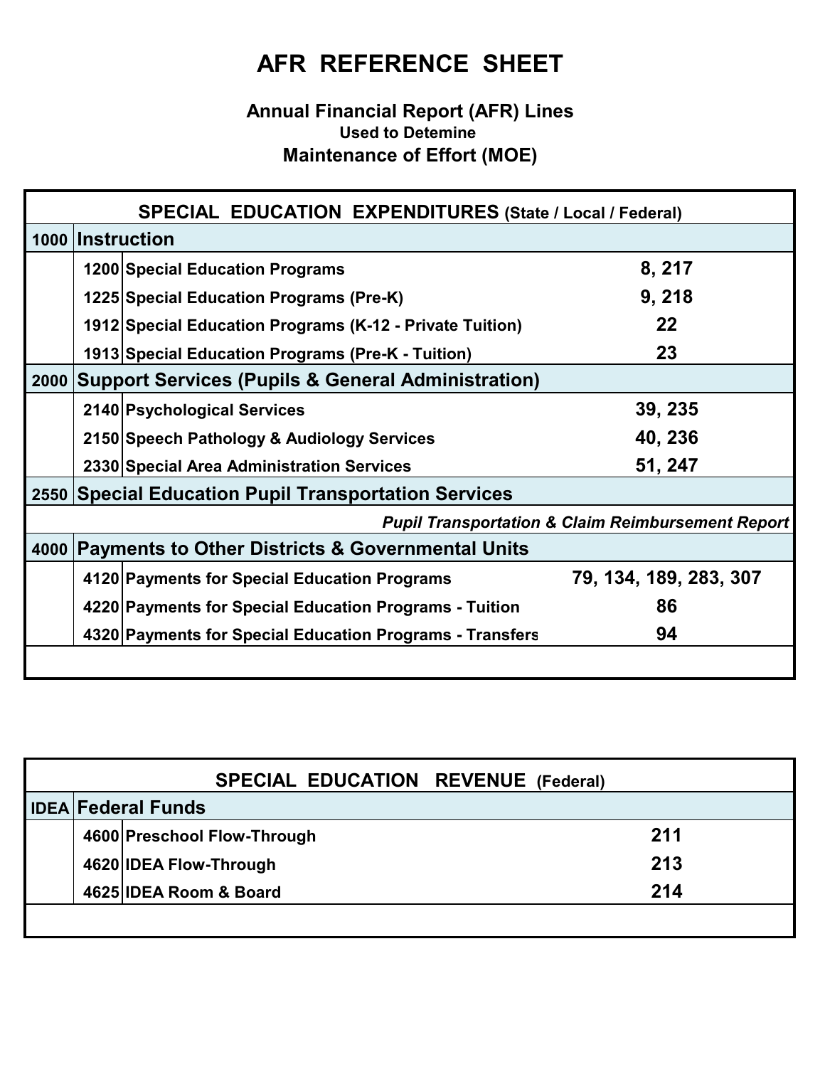# AFR REFERENCE SHEET

### Annual Financial Report (AFR) Lines
#### Used to Detemine
### Maintenance of Effort (MOE)

| SPECIAL EDUCATION EXPENDITURES (State / Local / Federal) | | | |
|---|---|---|---|
| **1000** | **Instruction** | | |
| | 1200 | Special Education Programs | 8, 217 |
| | 1225 | Special Education Programs (Pre-K) | 9, 218 |
| | 1912 | Special Education Programs (K-12 - Private Tuition) | 22 |
| | 1913 | Special Education Programs (Pre-K - Tuition) | 23 |
| **2000** | **Support Services (Pupils & General Administration)** | | |
| | 2140 | Psychological Services | 39, 235 |
| | 2150 | Speech Pathology & Audiology Services | 40, 236 |
| | 2330 | Special Area Administration Services | 51, 247 |
| **2550** | **Special Education Pupil Transportation Services** | | |
| | | | *Pupil Transportation & Claim Reimbursement Report* |
| **4000** | **Payments to Other Districts & Governmental Units** | | |
| | 4120 | Payments for Special Education Programs | 79, 134, 189, 283, 307 |
| | 4220 | Payments for Special Education Programs - Tuition | 86 |
| | 4320 | Payments for Special Education Programs - Transfers | 94 |

| SPECIAL EDUCATION REVENUE (Federal) | | | |
|---|---|---|---|
| **IDEA** | **Federal Funds** | | |
| | 4600 | Preschool Flow-Through | 211 |
| | 4620 | IDEA Flow-Through | 213 |
| | 4625 | IDEA Room & Board | 214 |